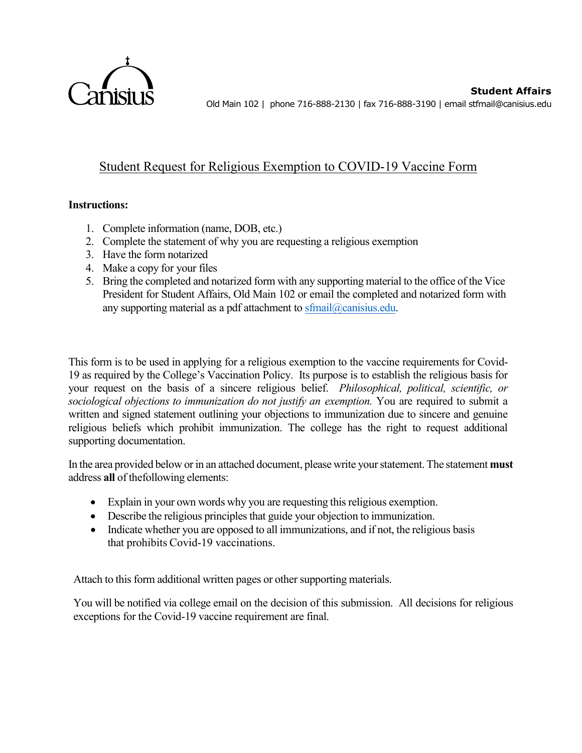Canisius

**Student Affairs**
Old Main 102 | phone 716-888-2130 | fax 716-888-3190 | email stfmail@canisius.edu

# Student Request for Religious Exemption to COVID-19 Vaccine Form

**Instructions:**

1. Complete information (name, DOB, etc.)
2. Complete the statement of why you are requesting a religious exemption
3. Have the form notarized
4. Make a copy for your files
5. Bring the completed and notarized form with any supporting material to the office of the Vice President for Student Affairs, Old Main 102 or email the completed and notarized form with any supporting material as a pdf attachment to sfmail@canisius.edu.

This form is to be used in applying for a religious exemption to the vaccine requirements for Covid-19 as required by the College's Vaccination Policy. Its purpose is to establish the religious basis for your request on the basis of a sincere religious belief. *Philosophical, political, scientific, or sociological objections to immunization do not justify an exemption.* You are required to submit a written and signed statement outlining your objections to immunization due to sincere and genuine religious beliefs which prohibit immunization. The college has the right to request additional supporting documentation.

In the area provided below or in an attached document, please write your statement. The statement **must** address **all** of thefollowing elements:

- Explain in your own words why you are requesting this religious exemption.
- Describe the religious principles that guide your objection to immunization.
- Indicate whether you are opposed to all immunizations, and if not, the religious basis that prohibits Covid-19 vaccinations.

Attach to this form additional written pages or other supporting materials.

You will be notified via college email on the decision of this submission. All decisions for religious exceptions for the Covid-19 vaccine requirement are final.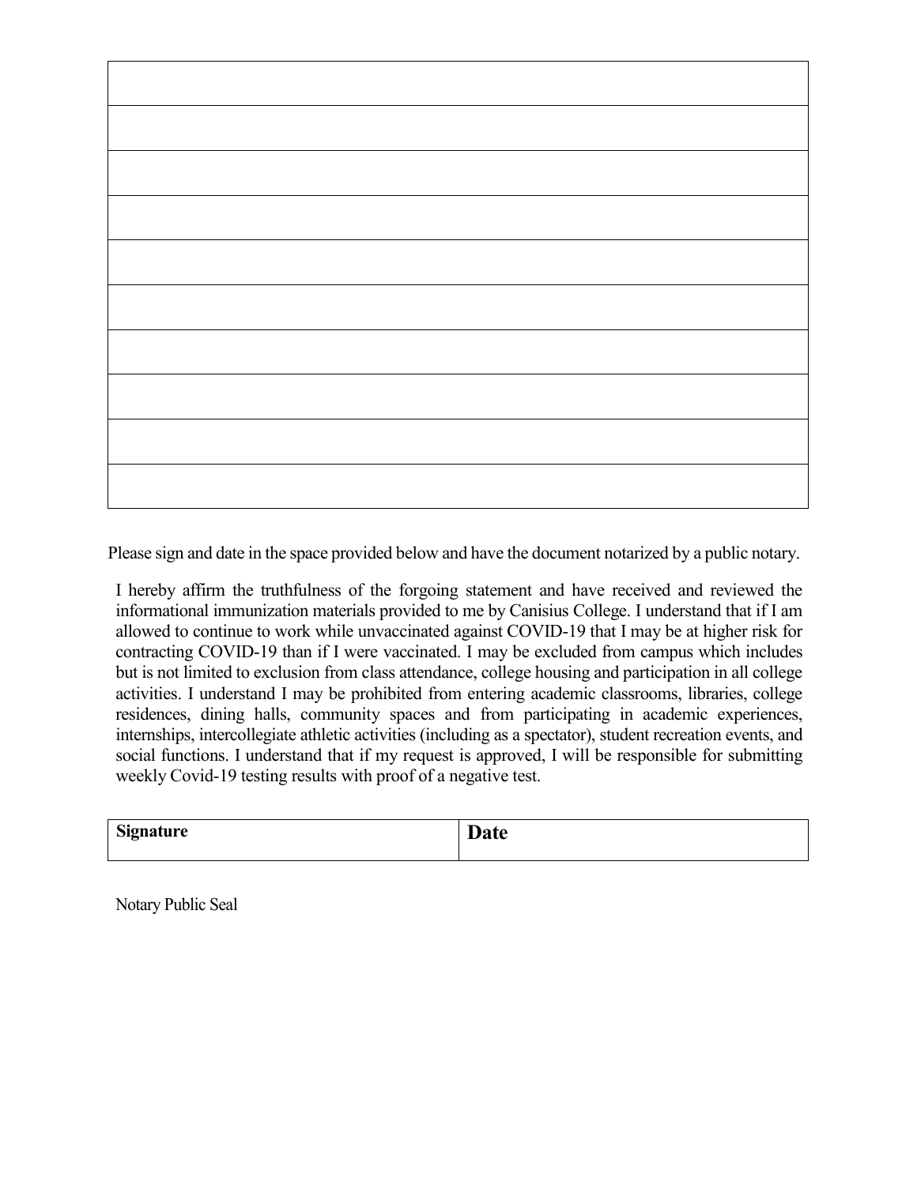| |
|---|
| |
| |
| |
| |
| |
| |
| |
| |
| |

Please sign and date in the space provided below and have the document notarized by a public notary.

I hereby affirm the truthfulness of the forgoing statement and have received and reviewed the informational immunization materials provided to me by Canisius College. I understand that if I am allowed to continue to work while unvaccinated against COVID-19 that I may be at higher risk for contracting COVID-19 than if I were vaccinated. I may be excluded from campus which includes but is not limited to exclusion from class attendance, college housing and participation in all college activities. I understand I may be prohibited from entering academic classrooms, libraries, college residences, dining halls, community spaces and from participating in academic experiences, internships, intercollegiate athletic activities (including as a spectator), student recreation events, and social functions. I understand that if my request is approved, I will be responsible for submitting weekly Covid-19 testing results with proof of a negative test.

| **Signature** | **Date** |
|---|---|

Notary Public Seal